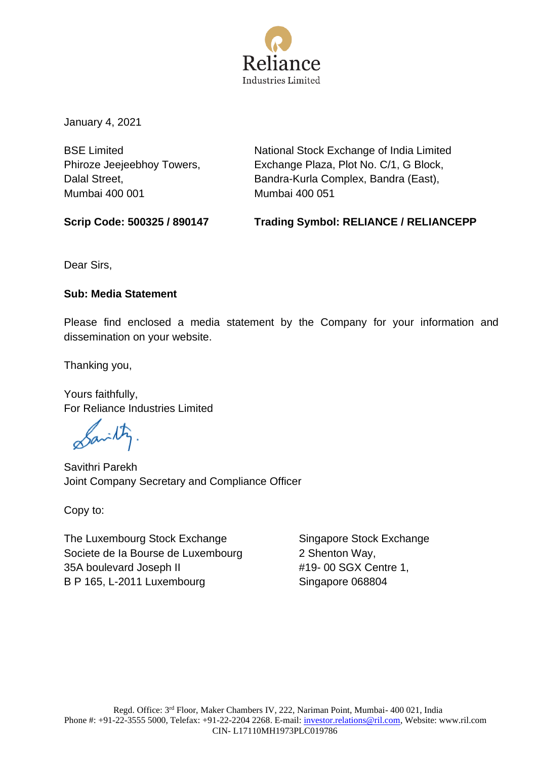Reliance
Industries Limited

January 4, 2021

BSE Limited
Phiroze Jeejeebhoy Towers,
Dalal Street,
Mumbai 400 001

**Scrip Code: 500325 / 890147**

National Stock Exchange of India Limited
Exchange Plaza, Plot No. C/1, G Block,
Bandra-Kurla Complex, Bandra (East),
Mumbai 400 051

**Trading Symbol: RELIANCE / RELIANCEPP**

Dear Sirs,

**Sub: Media Statement**

Please find enclosed a media statement by the Company for your information and dissemination on your website.

Thanking you,

Yours faithfully,
For Reliance Industries Limited

Savithri Parekh
Joint Company Secretary and Compliance Officer

Copy to:

The Luxembourg Stock Exchange
Societe de la Bourse de Luxembourg
35A boulevard Joseph II
B P 165, L-2011 Luxembourg

Singapore Stock Exchange
2 Shenton Way,
#19- 00 SGX Centre 1,
Singapore 068804

Regd. Office: 3rd Floor, Maker Chambers IV, 222, Nariman Point, Mumbai- 400 021, India
Phone #: +91-22-3555 5000, Telefax: +91-22-2204 2268. E-mail: investor.relations@ril.com, Website: www.ril.com
CIN- L17110MH1973PLC019786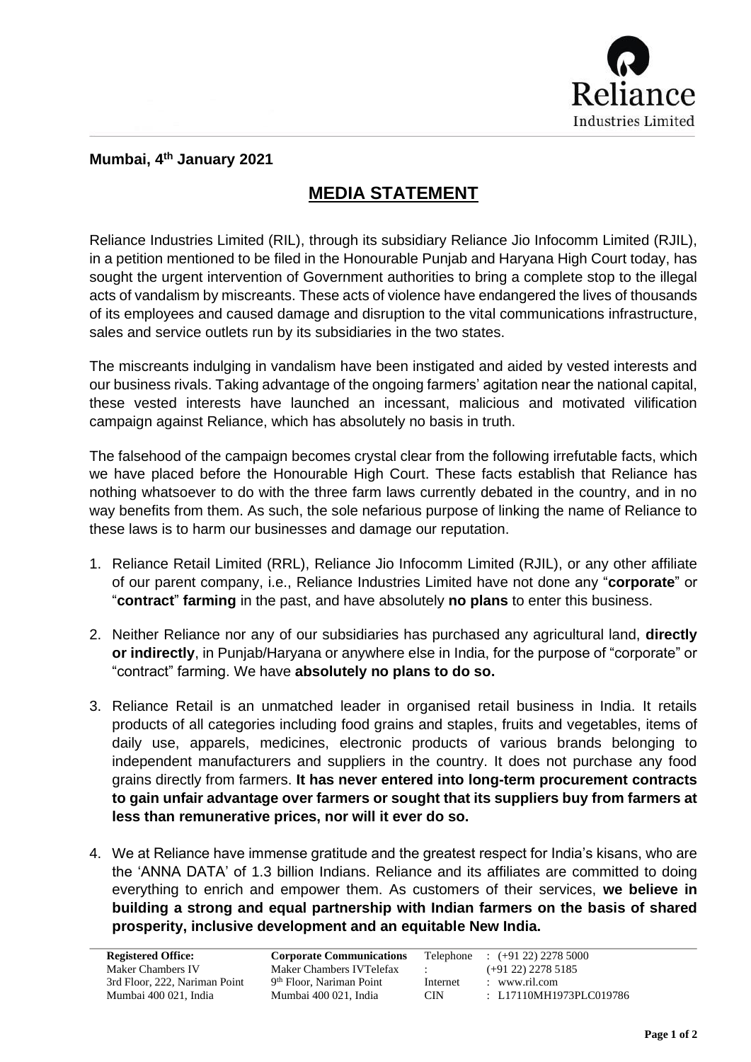**Mumbai, 4th January 2021**

# MEDIA STATEMENT

Reliance Industries Limited (RIL), through its subsidiary Reliance Jio Infocomm Limited (RJIL), in a petition mentioned to be filed in the Honourable Punjab and Haryana High Court today, has sought the urgent intervention of Government authorities to bring a complete stop to the illegal acts of vandalism by miscreants. These acts of violence have endangered the lives of thousands of its employees and caused damage and disruption to the vital communications infrastructure, sales and service outlets run by its subsidiaries in the two states.

The miscreants indulging in vandalism have been instigated and aided by vested interests and our business rivals. Taking advantage of the ongoing farmers' agitation near the national capital, these vested interests have launched an incessant, malicious and motivated vilification campaign against Reliance, which has absolutely no basis in truth.

The falsehood of the campaign becomes crystal clear from the following irrefutable facts, which we have placed before the Honourable High Court. These facts establish that Reliance has nothing whatsoever to do with the three farm laws currently debated in the country, and in no way benefits from them. As such, the sole nefarious purpose of linking the name of Reliance to these laws is to harm our businesses and damage our reputation.

1. Reliance Retail Limited (RRL), Reliance Jio Infocomm Limited (RJIL), or any other affiliate of our parent company, i.e., Reliance Industries Limited have not done any "**corporate**" or "**contract**" **farming** in the past, and have absolutely **no plans** to enter this business.

2. Neither Reliance nor any of our subsidiaries has purchased any agricultural land, **directly or indirectly**, in Punjab/Haryana or anywhere else in India, for the purpose of "corporate" or "contract" farming. We have **absolutely no plans to do so.**

3. Reliance Retail is an unmatched leader in organised retail business in India. It retails products of all categories including food grains and staples, fruits and vegetables, items of daily use, apparels, medicines, electronic products of various brands belonging to independent manufacturers and suppliers in the country. It does not purchase any food grains directly from farmers. **It has never entered into long-term procurement contracts to gain unfair advantage over farmers or sought that its suppliers buy from farmers at less than remunerative prices, nor will it ever do so.**

4. We at Reliance have immense gratitude and the greatest respect for India's kisans, who are the 'ANNA DATA' of 1.3 billion Indians. Reliance and its affiliates are committed to doing everything to enrich and empower them. As customers of their services, **we believe in building a strong and equal partnership with Indian farmers on the basis of shared prosperity, inclusive development and an equitable New India.**

| **Registered Office:** | **Corporate Communications** | Telephone | : (+91 22) 2278 5000 |
|---|---|---|---|
| Maker Chambers IV | Maker Chambers IV | Telefax : | (+91 22) 2278 5185 |
| 3rd Floor, 222, Nariman Point | 9th Floor, Nariman Point | Internet | : www.ril.com |
| Mumbai 400 021, India | Mumbai 400 021, India | CIN | : L17110MH1973PLC019786 |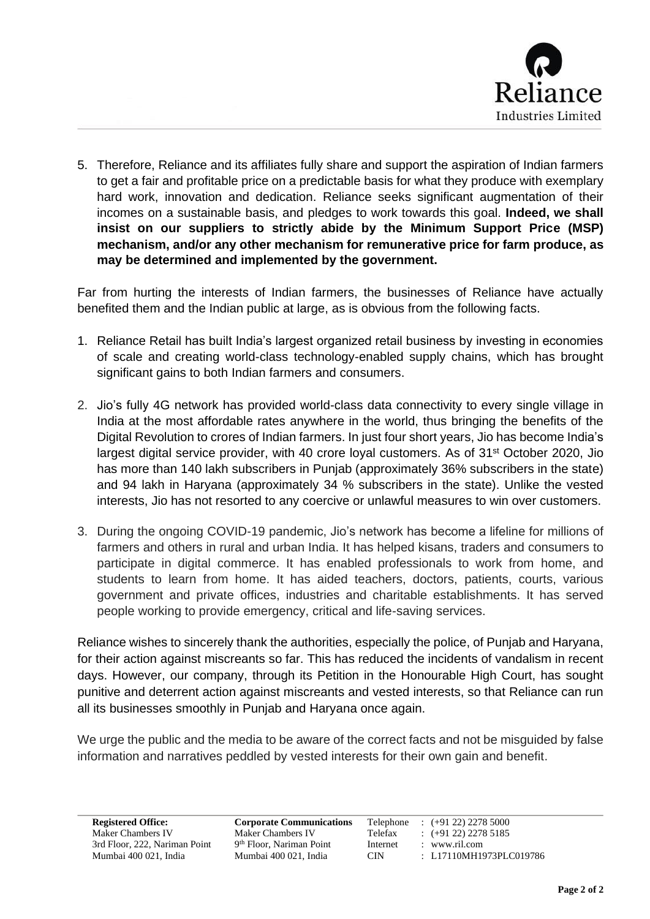5. Therefore, Reliance and its affiliates fully share and support the aspiration of Indian farmers to get a fair and profitable price on a predictable basis for what they produce with exemplary hard work, innovation and dedication. Reliance seeks significant augmentation of their incomes on a sustainable basis, and pledges to work towards this goal. **Indeed, we shall insist on our suppliers to strictly abide by the Minimum Support Price (MSP) mechanism, and/or any other mechanism for remunerative price for farm produce, as may be determined and implemented by the government.**

Far from hurting the interests of Indian farmers, the businesses of Reliance have actually benefited them and the Indian public at large, as is obvious from the following facts.

1. Reliance Retail has built India's largest organized retail business by investing in economies of scale and creating world-class technology-enabled supply chains, which has brought significant gains to both Indian farmers and consumers.

2. Jio's fully 4G network has provided world-class data connectivity to every single village in India at the most affordable rates anywhere in the world, thus bringing the benefits of the Digital Revolution to crores of Indian farmers. In just four short years, Jio has become India's largest digital service provider, with 40 crore loyal customers. As of 31st October 2020, Jio has more than 140 lakh subscribers in Punjab (approximately 36% subscribers in the state) and 94 lakh in Haryana (approximately 34 % subscribers in the state). Unlike the vested interests, Jio has not resorted to any coercive or unlawful measures to win over customers.

3. During the ongoing COVID-19 pandemic, Jio's network has become a lifeline for millions of farmers and others in rural and urban India. It has helped kisans, traders and consumers to participate in digital commerce. It has enabled professionals to work from home, and students to learn from home. It has aided teachers, doctors, patients, courts, various government and private offices, industries and charitable establishments. It has served people working to provide emergency, critical and life-saving services.

Reliance wishes to sincerely thank the authorities, especially the police, of Punjab and Haryana, for their action against miscreants so far. This has reduced the incidents of vandalism in recent days. However, our company, through its Petition in the Honourable High Court, has sought punitive and deterrent action against miscreants and vested interests, so that Reliance can run all its businesses smoothly in Punjab and Haryana once again.

We urge the public and the media to be aware of the correct facts and not be misguided by false information and narratives peddled by vested interests for their own gain and benefit.